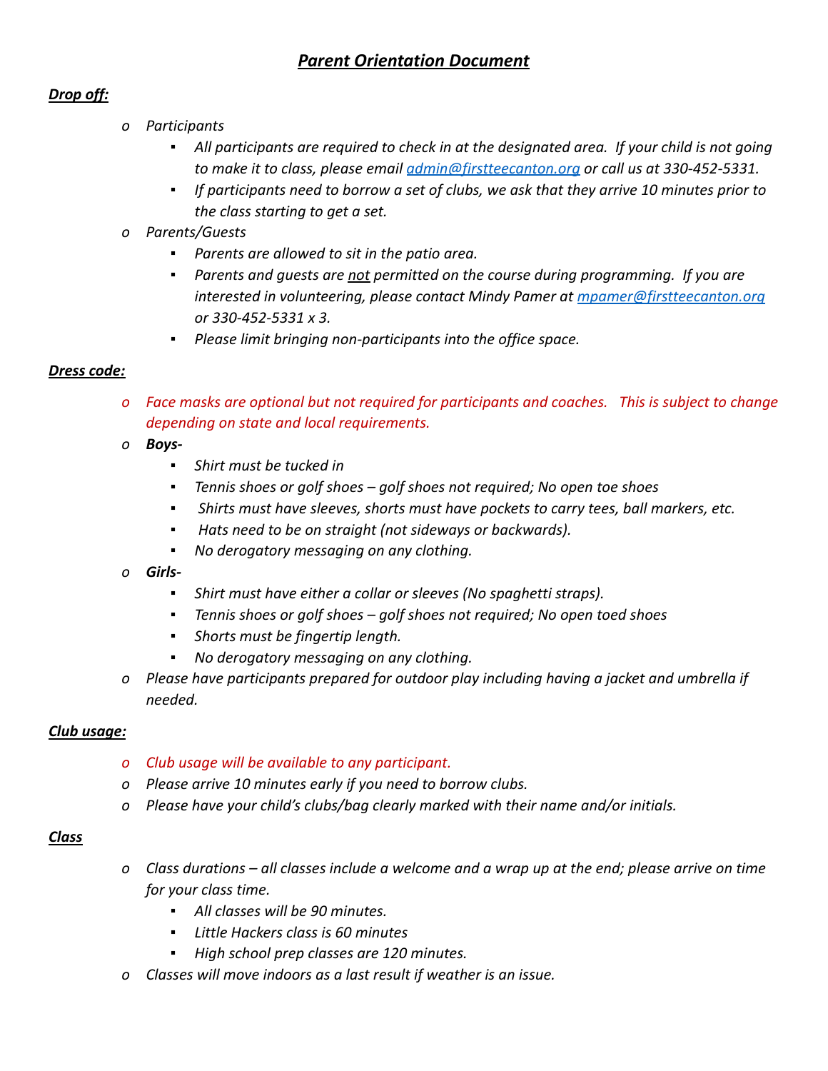# *Parent Orientation Document*

***Drop off:***

- *Participants*
  - *All participants are required to check in at the designated area. If your child is not going to make it to class, please email admin@firstteecanton.org or call us at 330-452-5331.*
  - *If participants need to borrow a set of clubs, we ask that they arrive 10 minutes prior to the class starting to get a set.*
- *Parents/Guests*
  - *Parents are allowed to sit in the patio area.*
  - *Parents and guests are not permitted on the course during programming. If you are interested in volunteering, please contact Mindy Pamer at mpamer@firstteecanton.org or 330-452-5331 x 3.*
  - *Please limit bringing non-participants into the office space.*

***Dress code:***

- *Face masks are optional but not required for participants and coaches. This is subject to change depending on state and local requirements.*
- ***Boys-***
  - *Shirt must be tucked in*
  - *Tennis shoes or golf shoes – golf shoes not required; No open toe shoes*
  - *Shirts must have sleeves, shorts must have pockets to carry tees, ball markers, etc.*
  - *Hats need to be on straight (not sideways or backwards).*
  - *No derogatory messaging on any clothing.*
- ***Girls-***
  - *Shirt must have either a collar or sleeves (No spaghetti straps).*
  - *Tennis shoes or golf shoes – golf shoes not required; No open toed shoes*
  - *Shorts must be fingertip length.*
  - *No derogatory messaging on any clothing.*
- *Please have participants prepared for outdoor play including having a jacket and umbrella if needed.*

***Club usage:***

- *Club usage will be available to any participant.*
- *Please arrive 10 minutes early if you need to borrow clubs.*
- *Please have your child's clubs/bag clearly marked with their name and/or initials.*

***Class***

- *Class durations – all classes include a welcome and a wrap up at the end; please arrive on time for your class time.*
  - *All classes will be 90 minutes.*
  - *Little Hackers class is 60 minutes*
  - *High school prep classes are 120 minutes.*
- *Classes will move indoors as a last result if weather is an issue.*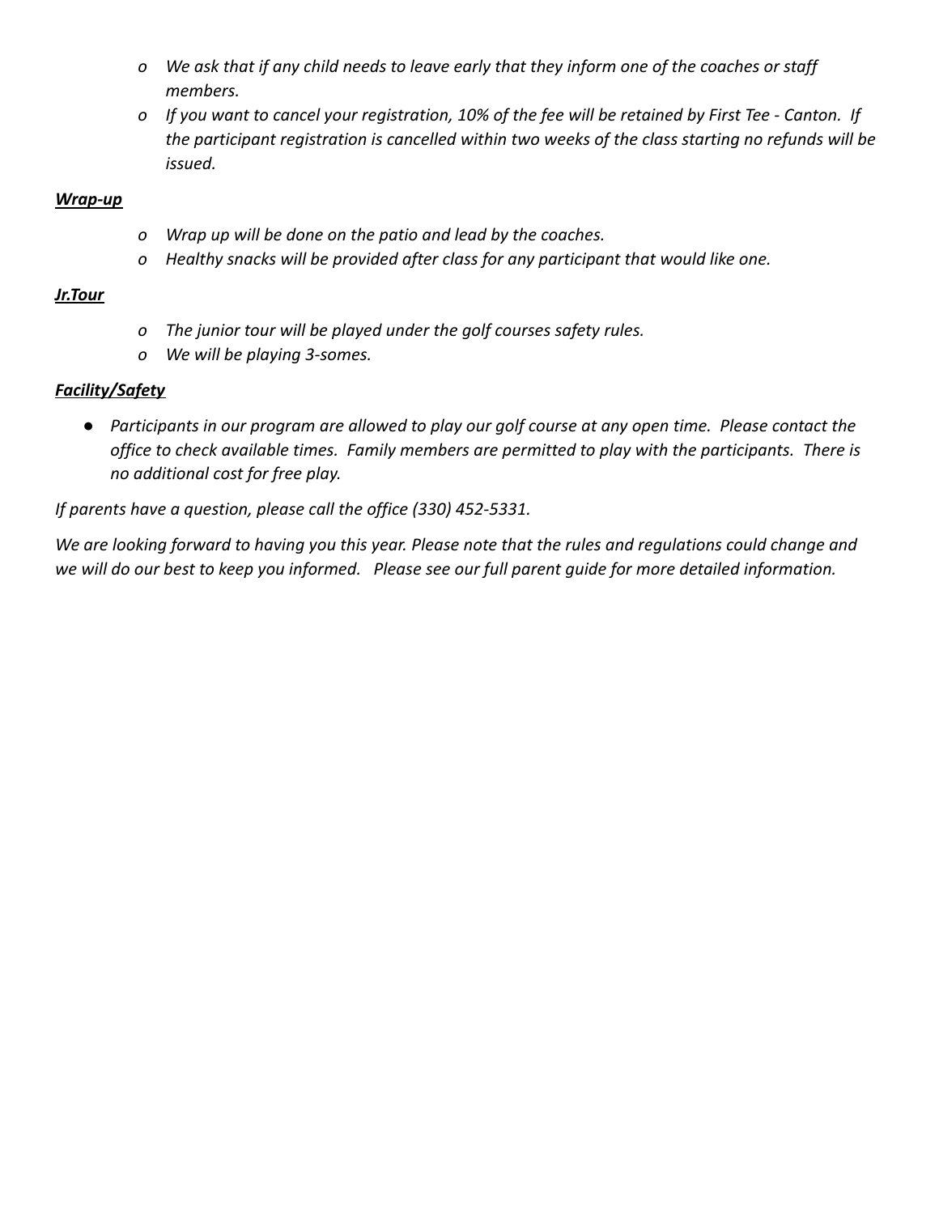- *We ask that if any child needs to leave early that they inform one of the coaches or staff members.*
- *If you want to cancel your registration, 10% of the fee will be retained by First Tee - Canton. If the participant registration is cancelled within two weeks of the class starting no refunds will be issued.*

***Wrap-up***

- *Wrap up will be done on the patio and lead by the coaches.*
- *Healthy snacks will be provided after class for any participant that would like one.*

***Jr.Tour***

- *The junior tour will be played under the golf courses safety rules.*
- *We will be playing 3-somes.*

***Facility/Safety***

- *Participants in our program are allowed to play our golf course at any open time. Please contact the office to check available times. Family members are permitted to play with the participants. There is no additional cost for free play.*

*If parents have a question, please call the office (330) 452-5331.*

*We are looking forward to having you this year. Please note that the rules and regulations could change and we will do our best to keep you informed. Please see our full parent guide for more detailed information.*